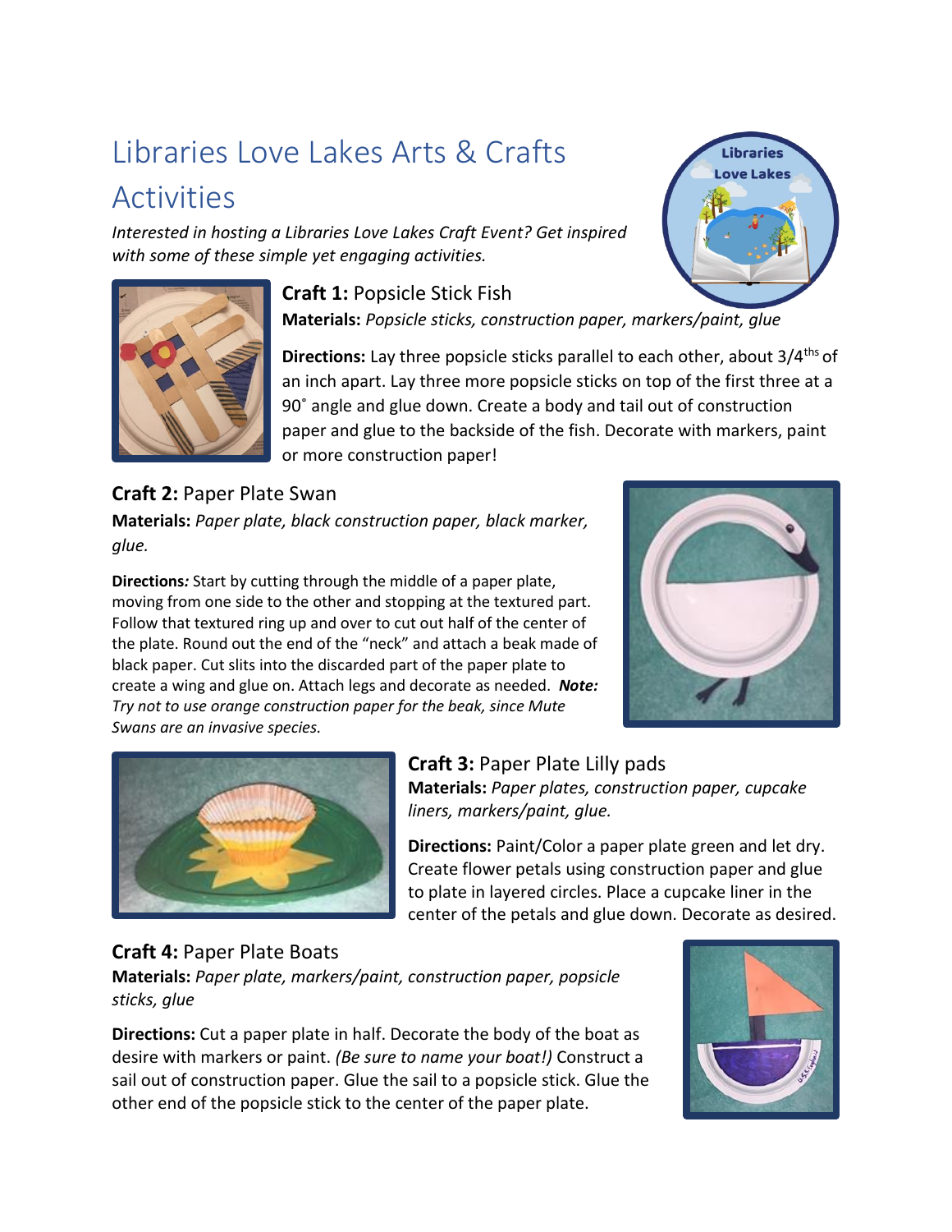# Libraries Love Lakes Arts & Crafts Activities

*Interested in hosting a Libraries Love Lakes Craft Event? Get inspired with some of these simple yet engaging activities.*

**Craft 1:** Popsicle Stick Fish

**Materials:** *Popsicle sticks, construction paper, markers/paint, glue*

**Directions:** Lay three popsicle sticks parallel to each other, about 3/4[ths] of an inch apart. Lay three more popsicle sticks on top of the first three at a 90˚ angle and glue down. Create a body and tail out of construction paper and glue to the backside of the fish. Decorate with markers, paint or more construction paper!

**Craft 2:** Paper Plate Swan

**Materials:** *Paper plate, black construction paper, black marker, glue.*

**Directions***:* Start by cutting through the middle of a paper plate, moving from one side to the other and stopping at the textured part. Follow that textured ring up and over to cut out half of the center of the plate. Round out the end of the "neck" and attach a beak made of black paper. Cut slits into the discarded part of the paper plate to create a wing and glue on. Attach legs and decorate as needed. ***Note:*** *Try not to use orange construction paper for the beak, since Mute Swans are an invasive species.*

**Craft 3:** Paper Plate Lilly pads

**Materials:** *Paper plates, construction paper, cupcake liners, markers/paint, glue.*

**Directions:** Paint/Color a paper plate green and let dry. Create flower petals using construction paper and glue to plate in layered circles. Place a cupcake liner in the center of the petals and glue down. Decorate as desired.

**Craft 4:** Paper Plate Boats

**Materials:** *Paper plate, markers/paint, construction paper, popsicle sticks, glue*

**Directions:** Cut a paper plate in half. Decorate the body of the boat as desire with markers or paint. *(Be sure to name your boat!)* Construct a sail out of construction paper. Glue the sail to a popsicle stick. Glue the other end of the popsicle stick to the center of the paper plate.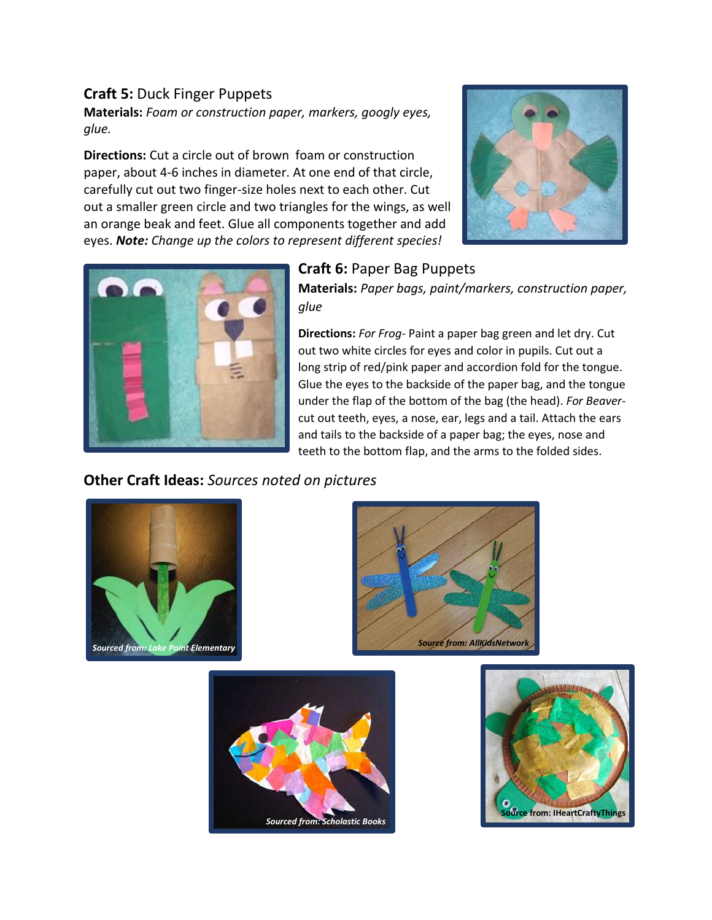**Craft 5:** Duck Finger Puppets

**Materials:** *Foam or construction paper, markers, googly eyes, glue.*

**Directions:** Cut a circle out of brown foam or construction paper, about 4-6 inches in diameter. At one end of that circle, carefully cut out two finger-size holes next to each other. Cut out a smaller green circle and two triangles for the wings, as well an orange beak and feet. Glue all components together and add eyes. ***Note:*** *Change up the colors to represent different species!*

**Craft 6:** Paper Bag Puppets

**Materials:** *Paper bags, paint/markers, construction paper, glue*

**Directions:** *For Frog-* Paint a paper bag green and let dry. Cut out two white circles for eyes and color in pupils. Cut out a long strip of red/pink paper and accordion fold for the tongue. Glue the eyes to the backside of the paper bag, and the tongue under the flap of the bottom of the bag (the head). *For Beaver-* cut out teeth, eyes, a nose, ear, legs and a tail. Attach the ears and tails to the backside of a paper bag; the eyes, nose and teeth to the bottom flap, and the arms to the folded sides.

**Other Craft Ideas:** *Sources noted on pictures*

*Sourced from: Lake Point Elementary*

*Source from: AllKidsNetwork*

*Sourced from: Scholastic Books*

**Source from: IHeartCraftyThings**